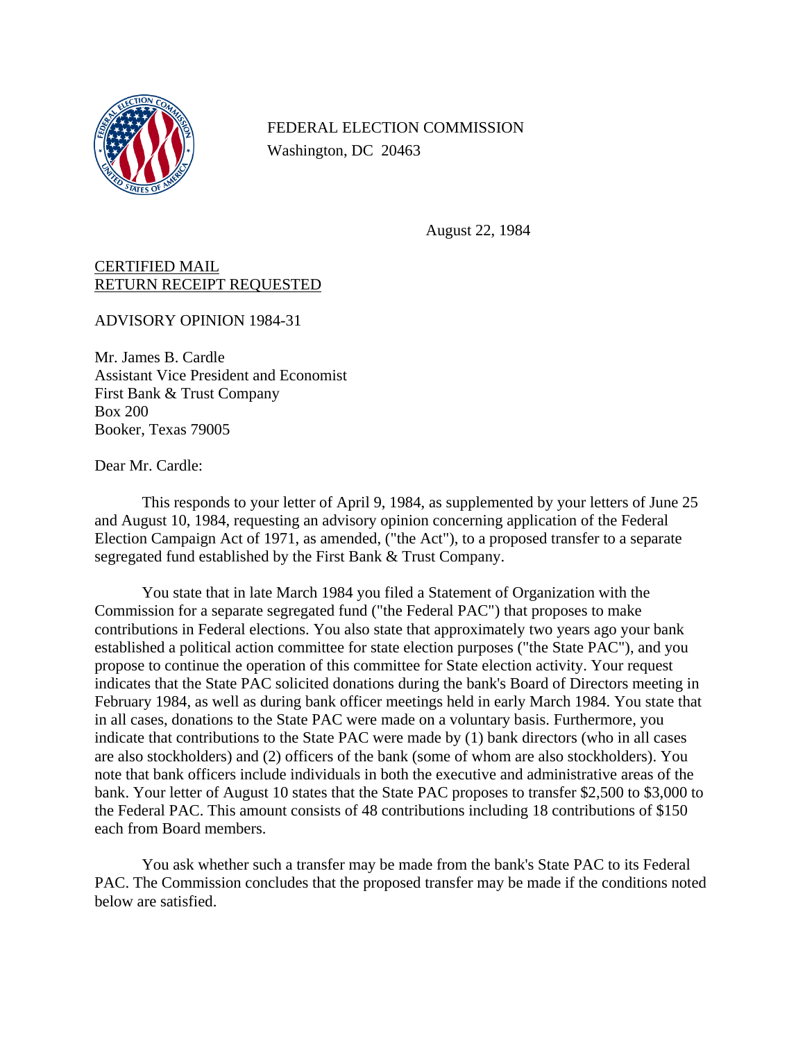FEDERAL ELECTION COMMISSION
Washington, DC 20463

August 22, 1984

CERTIFIED MAIL
RETURN RECEIPT REQUESTED

ADVISORY OPINION 1984-31

Mr. James B. Cardle
Assistant Vice President and Economist
First Bank & Trust Company
Box 200
Booker, Texas 79005

Dear Mr. Cardle:

This responds to your letter of April 9, 1984, as supplemented by your letters of June 25 and August 10, 1984, requesting an advisory opinion concerning application of the Federal Election Campaign Act of 1971, as amended, ("the Act"), to a proposed transfer to a separate segregated fund established by the First Bank & Trust Company.

You state that in late March 1984 you filed a Statement of Organization with the Commission for a separate segregated fund ("the Federal PAC") that proposes to make contributions in Federal elections. You also state that approximately two years ago your bank established a political action committee for state election purposes ("the State PAC"), and you propose to continue the operation of this committee for State election activity. Your request indicates that the State PAC solicited donations during the bank's Board of Directors meeting in February 1984, as well as during bank officer meetings held in early March 1984. You state that in all cases, donations to the State PAC were made on a voluntary basis. Furthermore, you indicate that contributions to the State PAC were made by (1) bank directors (who in all cases are also stockholders) and (2) officers of the bank (some of whom are also stockholders). You note that bank officers include individuals in both the executive and administrative areas of the bank. Your letter of August 10 states that the State PAC proposes to transfer $2,500 to $3,000 to the Federal PAC. This amount consists of 48 contributions including 18 contributions of $150 each from Board members.

You ask whether such a transfer may be made from the bank's State PAC to its Federal PAC. The Commission concludes that the proposed transfer may be made if the conditions noted below are satisfied.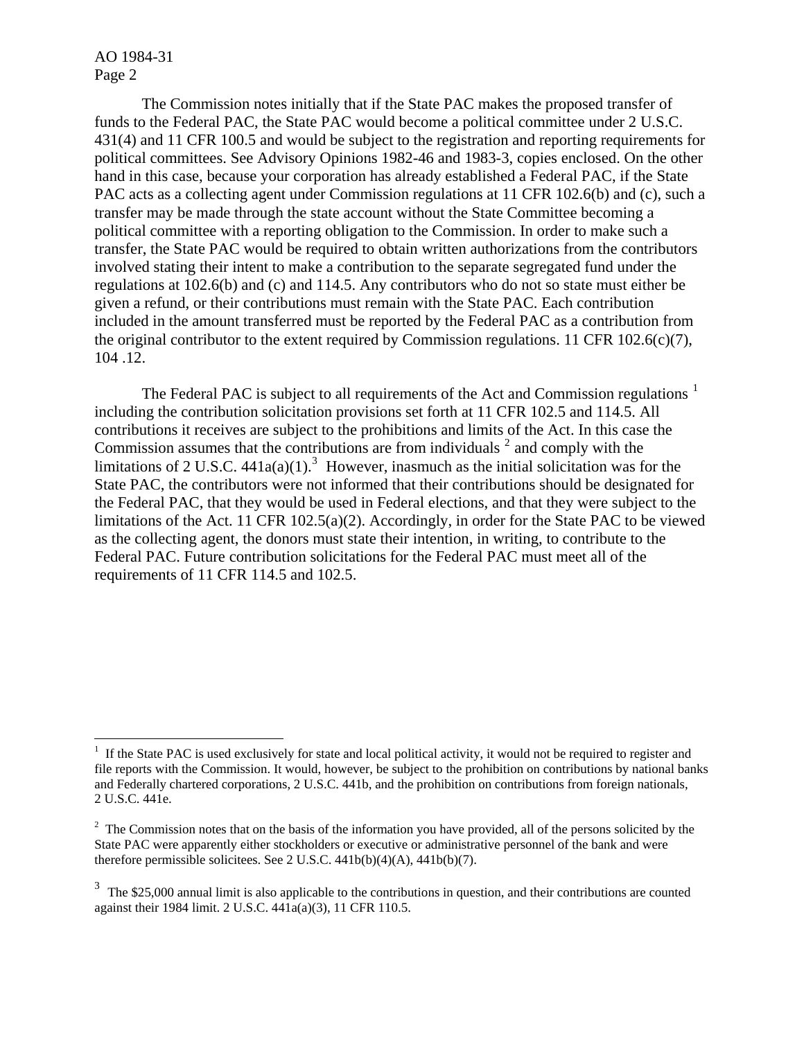The Commission notes initially that if the State PAC makes the proposed transfer of funds to the Federal PAC, the State PAC would become a political committee under 2 U.S.C. 431(4) and 11 CFR 100.5 and would be subject to the registration and reporting requirements for political committees. See Advisory Opinions 1982-46 and 1983-3, copies enclosed. On the other hand in this case, because your corporation has already established a Federal PAC, if the State PAC acts as a collecting agent under Commission regulations at 11 CFR 102.6(b) and (c), such a transfer may be made through the state account without the State Committee becoming a political committee with a reporting obligation to the Commission. In order to make such a transfer, the State PAC would be required to obtain written authorizations from the contributors involved stating their intent to make a contribution to the separate segregated fund under the regulations at 102.6(b) and (c) and 114.5. Any contributors who do not so state must either be given a refund, or their contributions must remain with the State PAC. Each contribution included in the amount transferred must be reported by the Federal PAC as a contribution from the original contributor to the extent required by Commission regulations. 11 CFR 102.6(c)(7), 104 .12.

The Federal PAC is subject to all requirements of the Act and Commission regulations [1] including the contribution solicitation provisions set forth at 11 CFR 102.5 and 114.5. All contributions it receives are subject to the prohibitions and limits of the Act. In this case the Commission assumes that the contributions are from individuals [2] and comply with the limitations of 2 U.S.C. 441a(a)(1).[3] However, inasmuch as the initial solicitation was for the State PAC, the contributors were not informed that their contributions should be designated for the Federal PAC, that they would be used in Federal elections, and that they were subject to the limitations of the Act. 11 CFR 102.5(a)(2). Accordingly, in order for the State PAC to be viewed as the collecting agent, the donors must state their intention, in writing, to contribute to the Federal PAC. Future contribution solicitations for the Federal PAC must meet all of the requirements of 11 CFR 114.5 and 102.5.

---

[1] If the State PAC is used exclusively for state and local political activity, it would not be required to register and file reports with the Commission. It would, however, be subject to the prohibition on contributions by national banks and Federally chartered corporations, 2 U.S.C. 441b, and the prohibition on contributions from foreign nationals, 2 U.S.C. 441e.

[2] The Commission notes that on the basis of the information you have provided, all of the persons solicited by the State PAC were apparently either stockholders or executive or administrative personnel of the bank and were therefore permissible solicitees. See 2 U.S.C. 441b(b)(4)(A), 441b(b)(7).

[3] The $25,000 annual limit is also applicable to the contributions in question, and their contributions are counted against their 1984 limit. 2 U.S.C. 441a(a)(3), 11 CFR 110.5.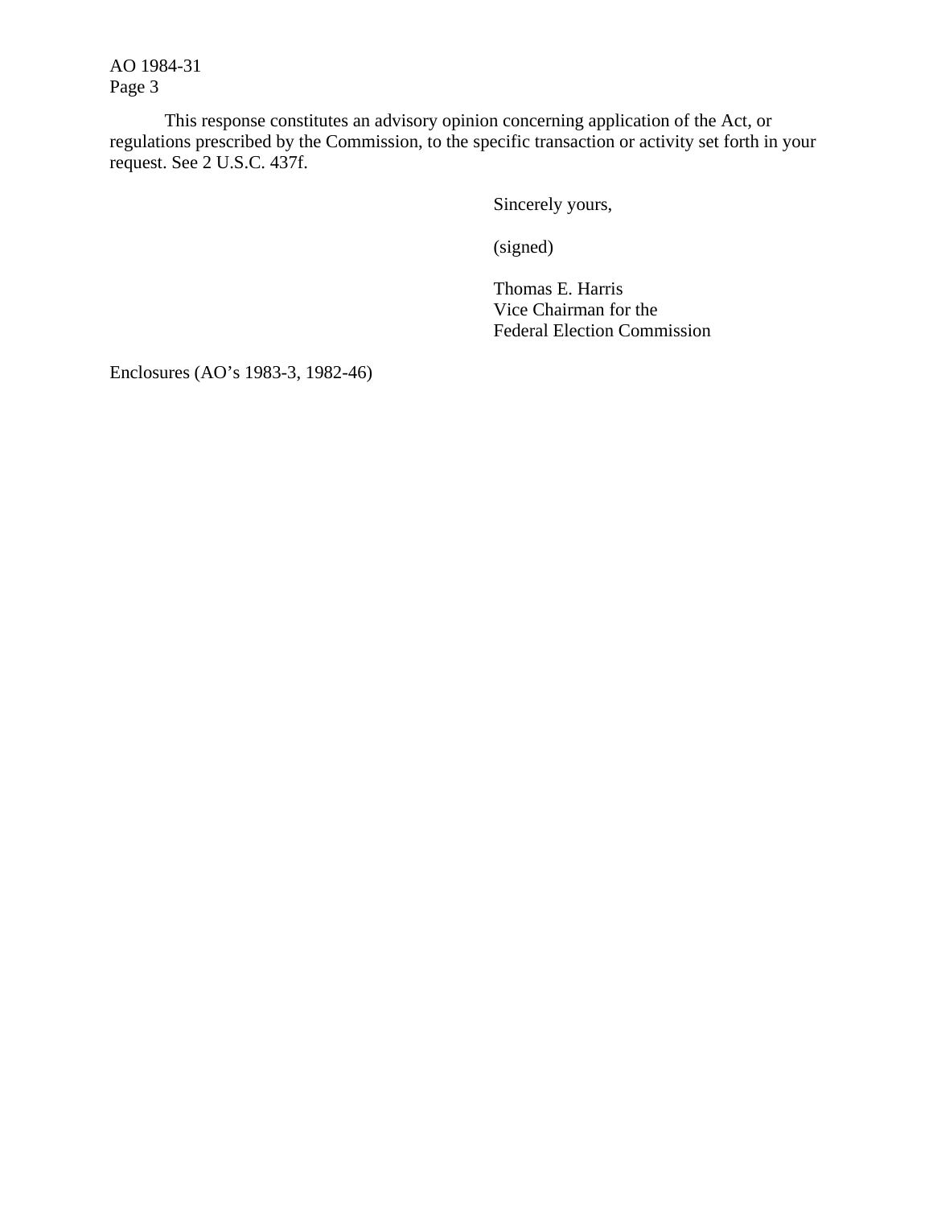This response constitutes an advisory opinion concerning application of the Act, or regulations prescribed by the Commission, to the specific transaction or activity set forth in your request. See 2 U.S.C. 437f.

Sincerely yours,

(signed)

Thomas E. Harris  
Vice Chairman for the  
Federal Election Commission

Enclosures (AO's 1983-3, 1982-46)